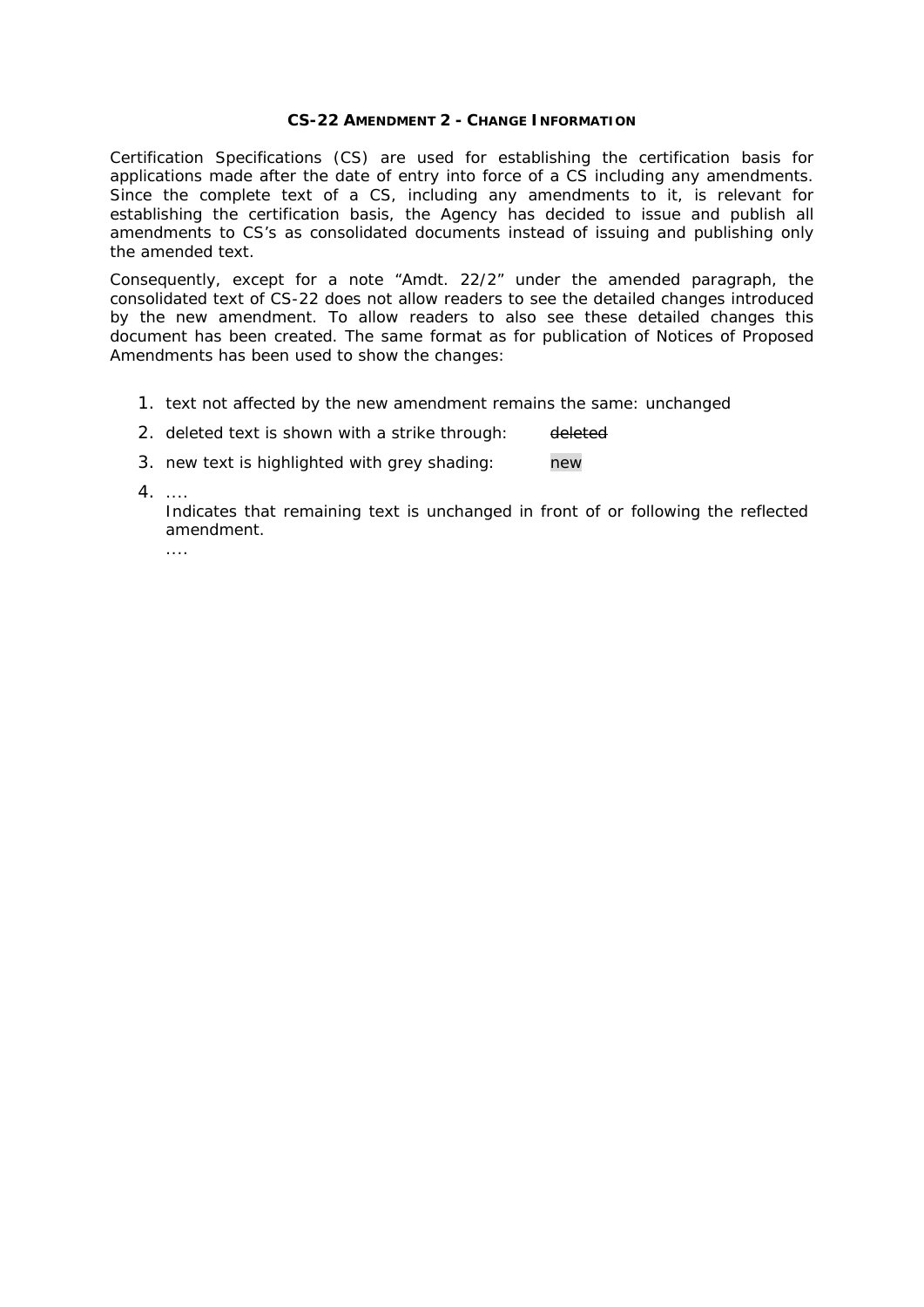**CS-22 AMENDMENT 2 - CHANGE INFORMATION**

Certification Specifications (CS) are used for establishing the certification basis for applications made after the date of entry into force of a CS including any amendments. Since the complete text of a CS, including any amendments to it, is relevant for establishing the certification basis, the Agency has decided to issue and publish all amendments to CS's as consolidated documents instead of issuing and publishing only the amended text.

Consequently, except for a note "Amdt. 22/2" under the amended paragraph, the consolidated text of CS-22 does not allow readers to see the detailed changes introduced by the new amendment. To allow readers to also see these detailed changes this document has been created. The same format as for publication of Notices of Proposed Amendments has been used to show the changes:

1. text not affected by the new amendment remains the same: unchanged
2. deleted text is shown with a strike through: ~~deleted~~
3. new text is highlighted with grey shading: new
4. ....
   Indicates that remaining text is unchanged in front of or following the reflected amendment.
   ....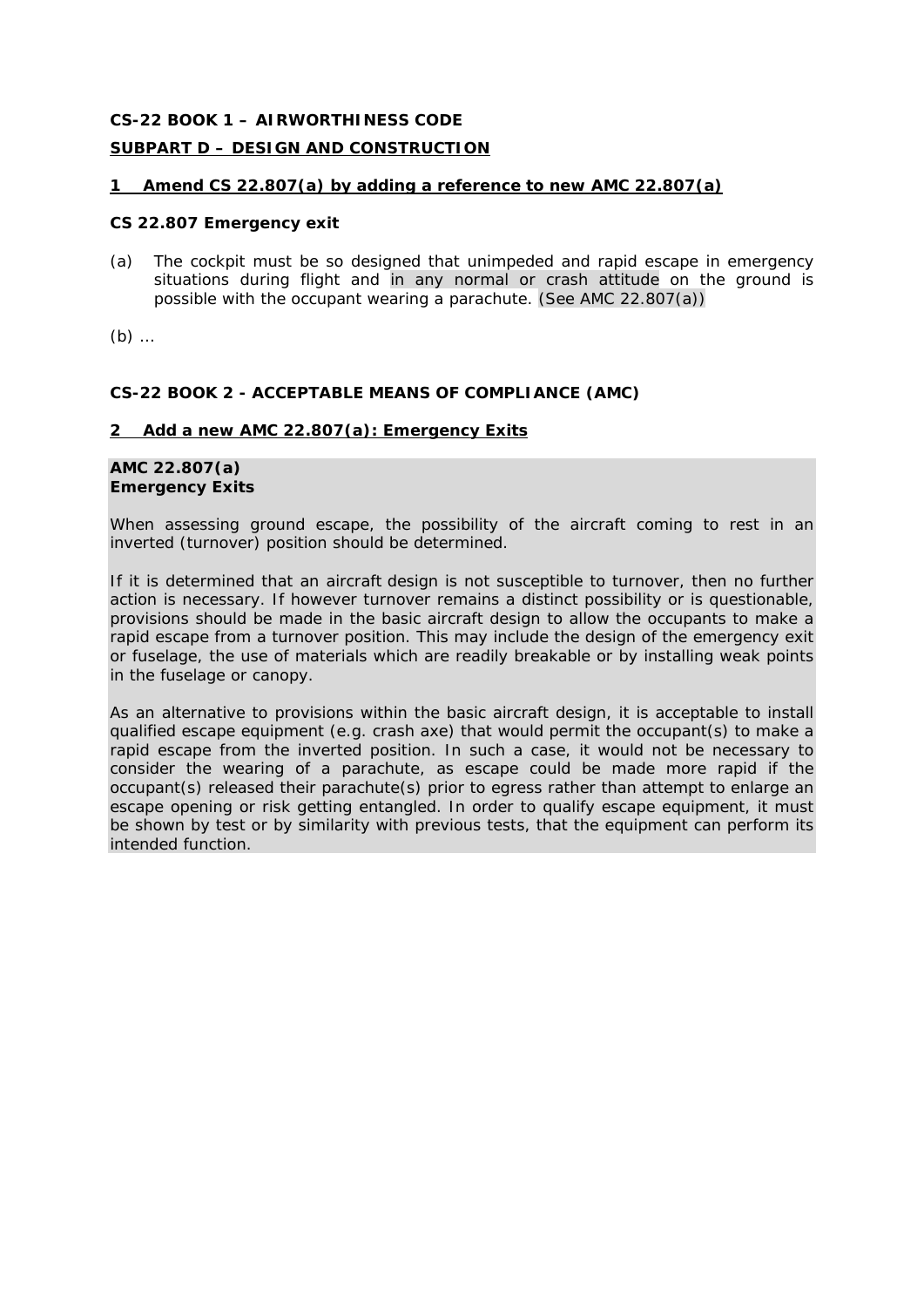**CS-22 BOOK 1 – AIRWORTHINESS CODE**

**SUBPART D – DESIGN AND CONSTRUCTION**

**1 Amend CS 22.807(a) by adding a reference to new AMC 22.807(a)**

**CS 22.807 Emergency exit**

(a) The cockpit must be so designed that unimpeded and rapid escape in emergency situations during flight and in any normal or crash attitude on the ground is possible with the occupant wearing a parachute. (See AMC 22.807(a))

(b) …

**CS-22 BOOK 2 - ACCEPTABLE MEANS OF COMPLIANCE (AMC)**

**2 Add a new AMC 22.807(a): Emergency Exits**

**AMC 22.807(a)**
**Emergency Exits**

When assessing ground escape, the possibility of the aircraft coming to rest in an inverted (turnover) position should be determined.

If it is determined that an aircraft design is not susceptible to turnover, then no further action is necessary. If however turnover remains a distinct possibility or is questionable, provisions should be made in the basic aircraft design to allow the occupants to make a rapid escape from a turnover position. This may include the design of the emergency exit or fuselage, the use of materials which are readily breakable or by installing weak points in the fuselage or canopy.

As an alternative to provisions within the basic aircraft design, it is acceptable to install qualified escape equipment (e.g. crash axe) that would permit the occupant(s) to make a rapid escape from the inverted position. In such a case, it would not be necessary to consider the wearing of a parachute, as escape could be made more rapid if the occupant(s) released their parachute(s) prior to egress rather than attempt to enlarge an escape opening or risk getting entangled. In order to qualify escape equipment, it must be shown by test or by similarity with previous tests, that the equipment can perform its intended function.